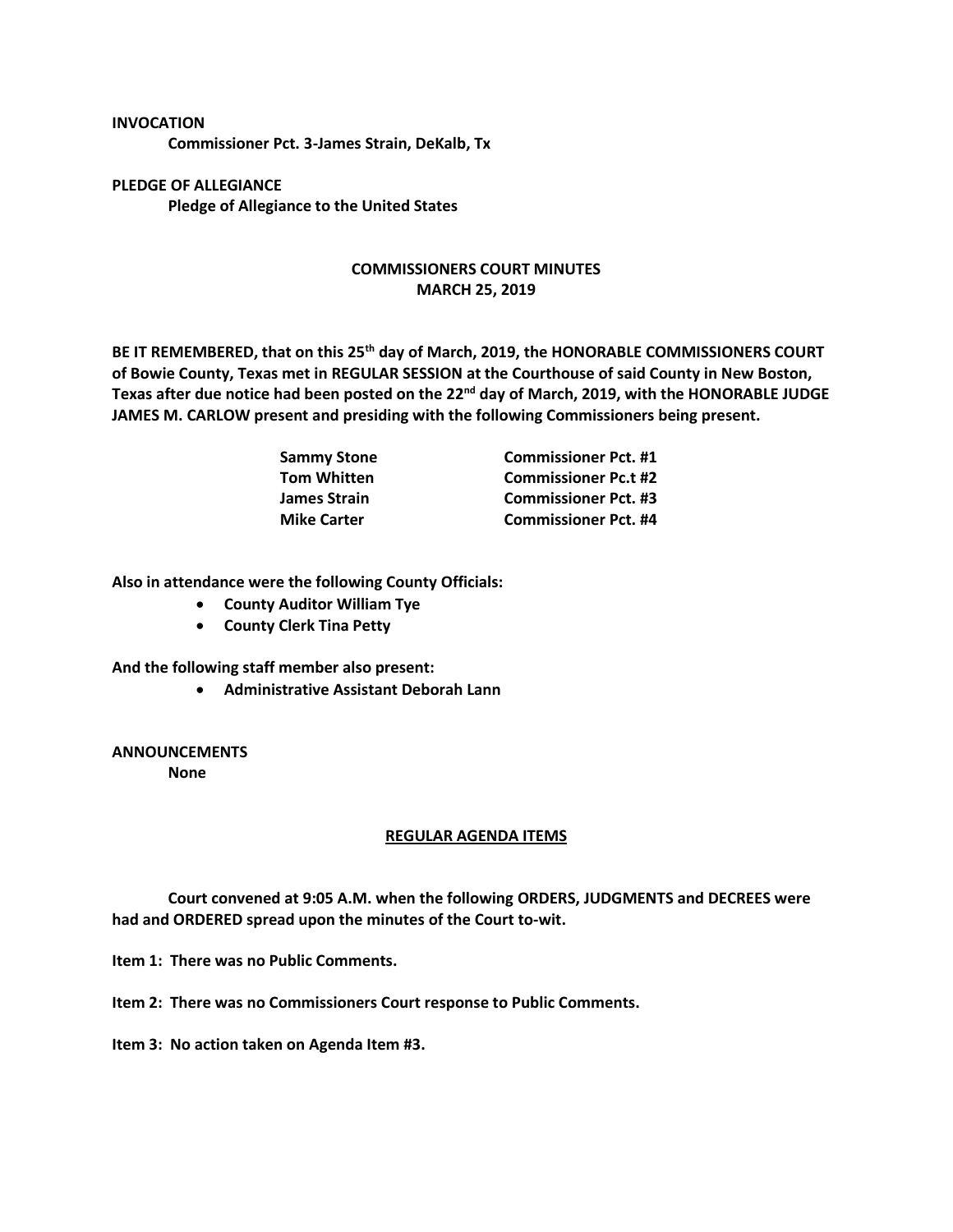**INVOCATION**

**Commissioner Pct. 3-James Strain, DeKalb, Tx**

**PLEDGE OF ALLEGIANCE**

**Pledge of Allegiance to the United States**

## COMMISSIONERS COURT MINUTES
## MARCH 25, 2019

**BE IT REMEMBERED, that on this 25th day of March, 2019, the HONORABLE COMMISSIONERS COURT of Bowie County, Texas met in REGULAR SESSION at the Courthouse of said County in New Boston, Texas after due notice had been posted on the 22nd day of March, 2019, with the HONORABLE JUDGE JAMES M. CARLOW present and presiding with the following Commissioners being present.**

| | |
|---|---|
| **Sammy Stone** | **Commissioner Pct. #1** |
| **Tom Whitten** | **Commissioner Pc.t #2** |
| **James Strain** | **Commissioner Pct. #3** |
| **Mike Carter** | **Commissioner Pct. #4** |

**Also in attendance were the following County Officials:**

- **County Auditor William Tye**
- **County Clerk Tina Petty**

**And the following staff member also present:**

- **Administrative Assistant Deborah Lann**

**ANNOUNCEMENTS**

**None**

## REGULAR AGENDA ITEMS

**Court convened at 9:05 A.M. when the following ORDERS, JUDGMENTS and DECREES were had and ORDERED spread upon the minutes of the Court to-wit.**

**Item 1: There was no Public Comments.**

**Item 2: There was no Commissioners Court response to Public Comments.**

**Item 3: No action taken on Agenda Item #3.**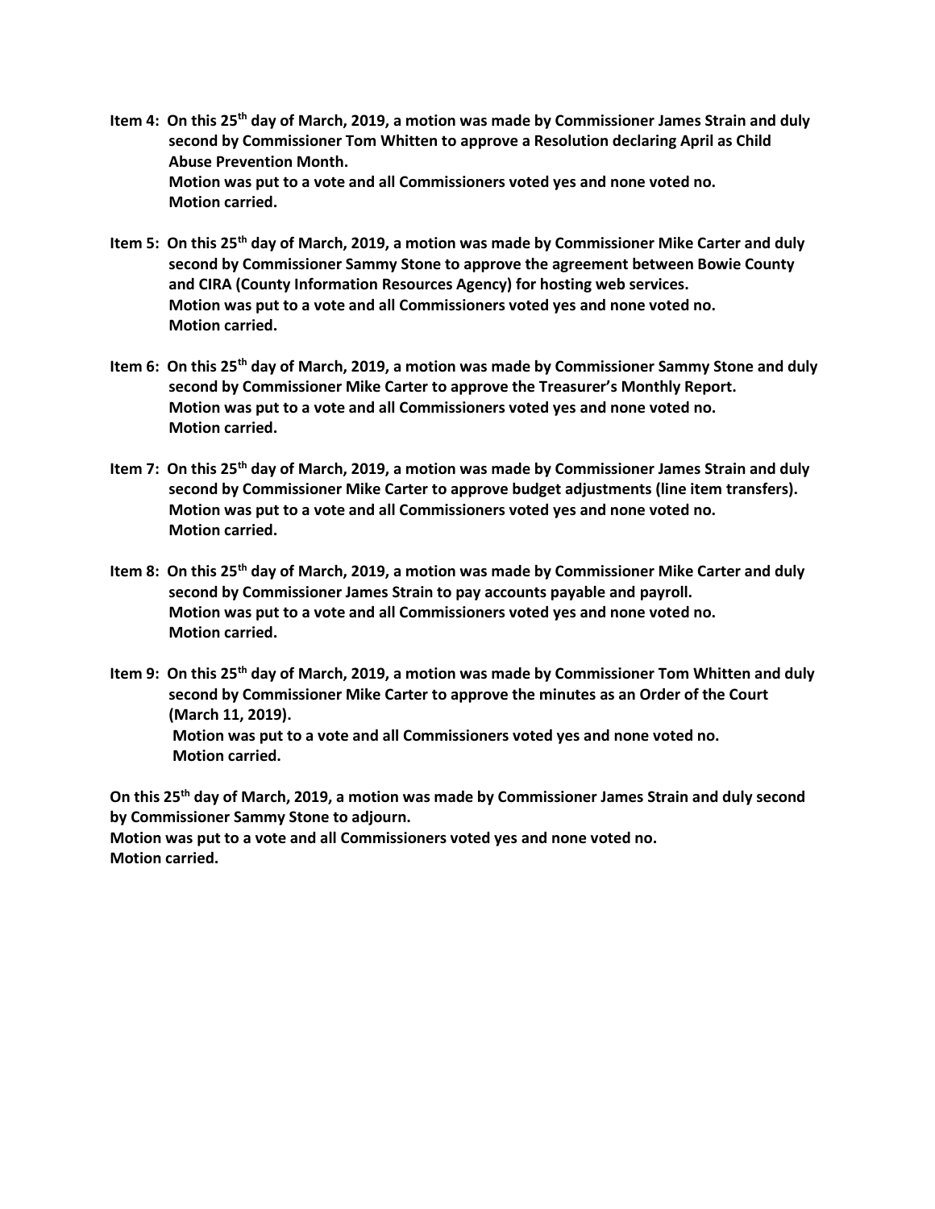**Item 4: On this 25th day of March, 2019, a motion was made by Commissioner James Strain and duly second by Commissioner Tom Whitten to approve a Resolution declaring April as Child Abuse Prevention Month.**
**Motion was put to a vote and all Commissioners voted yes and none voted no.**
**Motion carried.**

**Item 5: On this 25th day of March, 2019, a motion was made by Commissioner Mike Carter and duly second by Commissioner Sammy Stone to approve the agreement between Bowie County and CIRA (County Information Resources Agency) for hosting web services.**
**Motion was put to a vote and all Commissioners voted yes and none voted no.**
**Motion carried.**

**Item 6: On this 25th day of March, 2019, a motion was made by Commissioner Sammy Stone and duly second by Commissioner Mike Carter to approve the Treasurer's Monthly Report.**
**Motion was put to a vote and all Commissioners voted yes and none voted no.**
**Motion carried.**

**Item 7: On this 25th day of March, 2019, a motion was made by Commissioner James Strain and duly second by Commissioner Mike Carter to approve budget adjustments (line item transfers).**
**Motion was put to a vote and all Commissioners voted yes and none voted no.**
**Motion carried.**

**Item 8: On this 25th day of March, 2019, a motion was made by Commissioner Mike Carter and duly second by Commissioner James Strain to pay accounts payable and payroll.**
**Motion was put to a vote and all Commissioners voted yes and none voted no.**
**Motion carried.**

**Item 9: On this 25th day of March, 2019, a motion was made by Commissioner Tom Whitten and duly second by Commissioner Mike Carter to approve the minutes as an Order of the Court (March 11, 2019).**
**Motion was put to a vote and all Commissioners voted yes and none voted no.**
**Motion carried.**

**On this 25th day of March, 2019, a motion was made by Commissioner James Strain and duly second by Commissioner Sammy Stone to adjourn.**
**Motion was put to a vote and all Commissioners voted yes and none voted no.**
**Motion carried.**